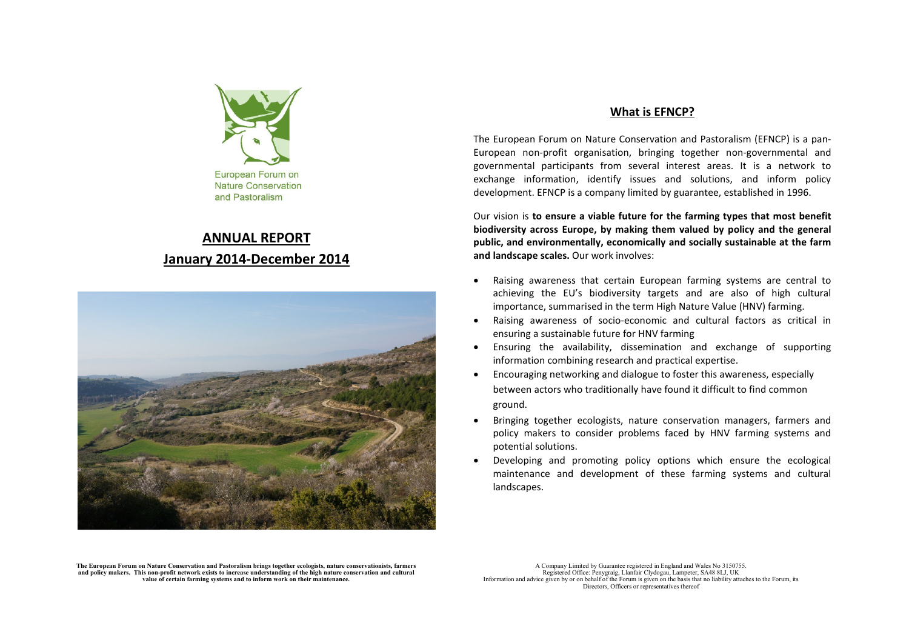European Forum on Nature Conservation and Pastoralism

# ANNUAL REPORT
# January 2014-December 2014

**The European Forum on Nature Conservation and Pastoralism brings together ecologists, nature conservationists, farmers and policy makers. This non-profit network exists to increase understanding of the high nature conservation and cultural value of certain farming systems and to inform work on their maintenance.**

## What is EFNCP?

The European Forum on Nature Conservation and Pastoralism (EFNCP) is a pan-European non-profit organisation, bringing together non-governmental and governmental participants from several interest areas. It is a network to exchange information, identify issues and solutions, and inform policy development. EFNCP is a company limited by guarantee, established in 1996.

Our vision is **to ensure a viable future for the farming types that most benefit biodiversity across Europe, by making them valued by policy and the general public, and environmentally, economically and socially sustainable at the farm and landscape scales.** Our work involves:

- Raising awareness that certain European farming systems are central to achieving the EU's biodiversity targets and are also of high cultural importance, summarised in the term High Nature Value (HNV) farming.
- Raising awareness of socio-economic and cultural factors as critical in ensuring a sustainable future for HNV farming
- Ensuring the availability, dissemination and exchange of supporting information combining research and practical expertise.
- Encouraging networking and dialogue to foster this awareness, especially between actors who traditionally have found it difficult to find common ground.
- Bringing together ecologists, nature conservation managers, farmers and policy makers to consider problems faced by HNV farming systems and potential solutions.
- Developing and promoting policy options which ensure the ecological maintenance and development of these farming systems and cultural landscapes.

A Company Limited by Guarantee registered in England and Wales No 3150755.
Registered Office: Penygraig, Llanfair Clydogau, Lampeter, SA48 8LJ, UK
Information and advice given by or on behalf of the Forum is given on the basis that no liability attaches to the Forum, its Directors, Officers or representatives thereof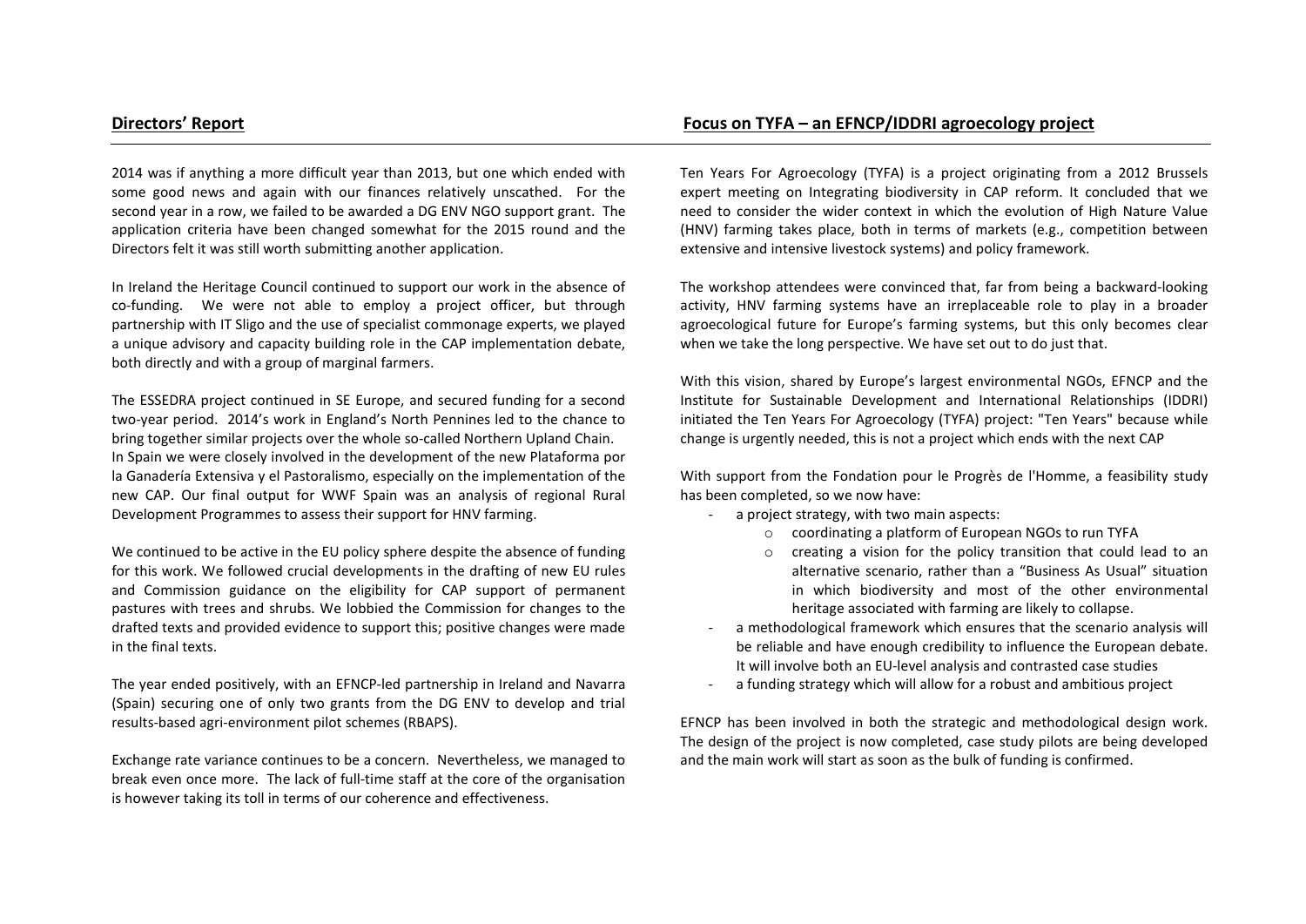## Directors' Report

2014 was if anything a more difficult year than 2013, but one which ended with some good news and again with our finances relatively unscathed. For the second year in a row, we failed to be awarded a DG ENV NGO support grant. The application criteria have been changed somewhat for the 2015 round and the Directors felt it was still worth submitting another application.

In Ireland the Heritage Council continued to support our work in the absence of co-funding. We were not able to employ a project officer, but through partnership with IT Sligo and the use of specialist commonage experts, we played a unique advisory and capacity building role in the CAP implementation debate, both directly and with a group of marginal farmers.

The ESSEDRA project continued in SE Europe, and secured funding for a second two-year period. 2014's work in England's North Pennines led to the chance to bring together similar projects over the whole so-called Northern Upland Chain.
In Spain we were closely involved in the development of the new Plataforma por la Ganadería Extensiva y el Pastoralismo, especially on the implementation of the new CAP. Our final output for WWF Spain was an analysis of regional Rural Development Programmes to assess their support for HNV farming.

We continued to be active in the EU policy sphere despite the absence of funding for this work. We followed crucial developments in the drafting of new EU rules and Commission guidance on the eligibility for CAP support of permanent pastures with trees and shrubs. We lobbied the Commission for changes to the drafted texts and provided evidence to support this; positive changes were made in the final texts.

The year ended positively, with an EFNCP-led partnership in Ireland and Navarra (Spain) securing one of only two grants from the DG ENV to develop and trial results-based agri-environment pilot schemes (RBAPS).

Exchange rate variance continues to be a concern. Nevertheless, we managed to break even once more. The lack of full-time staff at the core of the organisation is however taking its toll in terms of our coherence and effectiveness.

## Focus on TYFA – an EFNCP/IDDRI agroecology project

Ten Years For Agroecology (TYFA) is a project originating from a 2012 Brussels expert meeting on Integrating biodiversity in CAP reform. It concluded that we need to consider the wider context in which the evolution of High Nature Value (HNV) farming takes place, both in terms of markets (e.g., competition between extensive and intensive livestock systems) and policy framework.

The workshop attendees were convinced that, far from being a backward-looking activity, HNV farming systems have an irreplaceable role to play in a broader agroecological future for Europe's farming systems, but this only becomes clear when we take the long perspective. We have set out to do just that.

With this vision, shared by Europe's largest environmental NGOs, EFNCP and the Institute for Sustainable Development and International Relationships (IDDRI) initiated the Ten Years For Agroecology (TYFA) project: "Ten Years" because while change is urgently needed, this is not a project which ends with the next CAP

With support from the Fondation pour le Progrès de l'Homme, a feasibility study has been completed, so we now have:

- a project strategy, with two main aspects:
  - coordinating a platform of European NGOs to run TYFA
  - creating a vision for the policy transition that could lead to an alternative scenario, rather than a "Business As Usual" situation in which biodiversity and most of the other environmental heritage associated with farming are likely to collapse.
- a methodological framework which ensures that the scenario analysis will be reliable and have enough credibility to influence the European debate. It will involve both an EU-level analysis and contrasted case studies
- a funding strategy which will allow for a robust and ambitious project

EFNCP has been involved in both the strategic and methodological design work. The design of the project is now completed, case study pilots are being developed and the main work will start as soon as the bulk of funding is confirmed.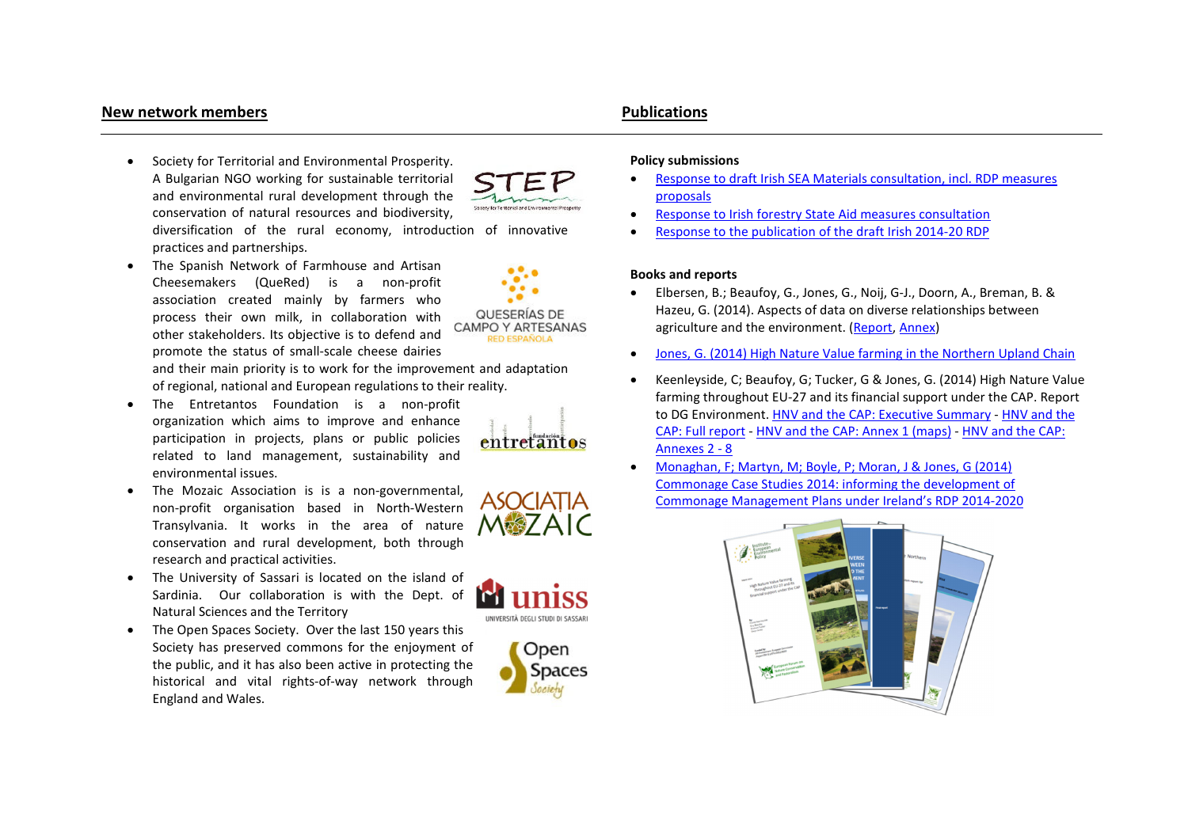## New network members

- Society for Territorial and Environmental Prosperity. A Bulgarian NGO working for sustainable territorial and environmental rural development through the conservation of natural resources and biodiversity, diversification of the rural economy, introduction of innovative practices and partnerships.
- The Spanish Network of Farmhouse and Artisan Cheesemakers (QueRed) is a non-profit association created mainly by farmers who process their own milk, in collaboration with other stakeholders. Its objective is to defend and promote the status of small-scale cheese dairies and their main priority is to work for the improvement and adaptation of regional, national and European regulations to their reality.
- The Entretantos Foundation is a non-profit organization which aims to improve and enhance participation in projects, plans or public policies related to land management, sustainability and environmental issues.
- The Mozaic Association is a non-governmental, non-profit organisation based in North-Western Transylvania. It works in the area of nature conservation and rural development, both through research and practical activities.
- The University of Sassari is located on the island of Sardinia. Our collaboration is with the Dept. of Natural Sciences and the Territory
- The Open Spaces Society. Over the last 150 years this Society has preserved commons for the enjoyment of the public, and it has also been active in protecting the historical and vital rights-of-way network through England and Wales.

## Publications

**Policy submissions**

- Response to draft Irish SEA Materials consultation, incl. RDP measures proposals
- Response to Irish forestry State Aid measures consultation
- Response to the publication of the draft Irish 2014-20 RDP

**Books and reports**

- Elbersen, B.; Beaufoy, G., Jones, G., Noij, G-J., Doorn, A., Breman, B. & Hazeu, G. (2014). Aspects of data on diverse relationships between agriculture and the environment. (Report, Annex)
- Jones, G. (2014) High Nature Value farming in the Northern Upland Chain
- Keenleyside, C; Beaufoy, G; Tucker, G & Jones, G. (2014) High Nature Value farming throughout EU-27 and its financial support under the CAP. Report to DG Environment. HNV and the CAP: Executive Summary - HNV and the CAP: Full report - HNV and the CAP: Annex 1 (maps) - HNV and the CAP: Annexes 2 - 8
- Monaghan, F; Martyn, M; Boyle, P; Moran, J & Jones, G (2014) Commonage Case Studies 2014: informing the development of Commonage Management Plans under Ireland's RDP 2014-2020